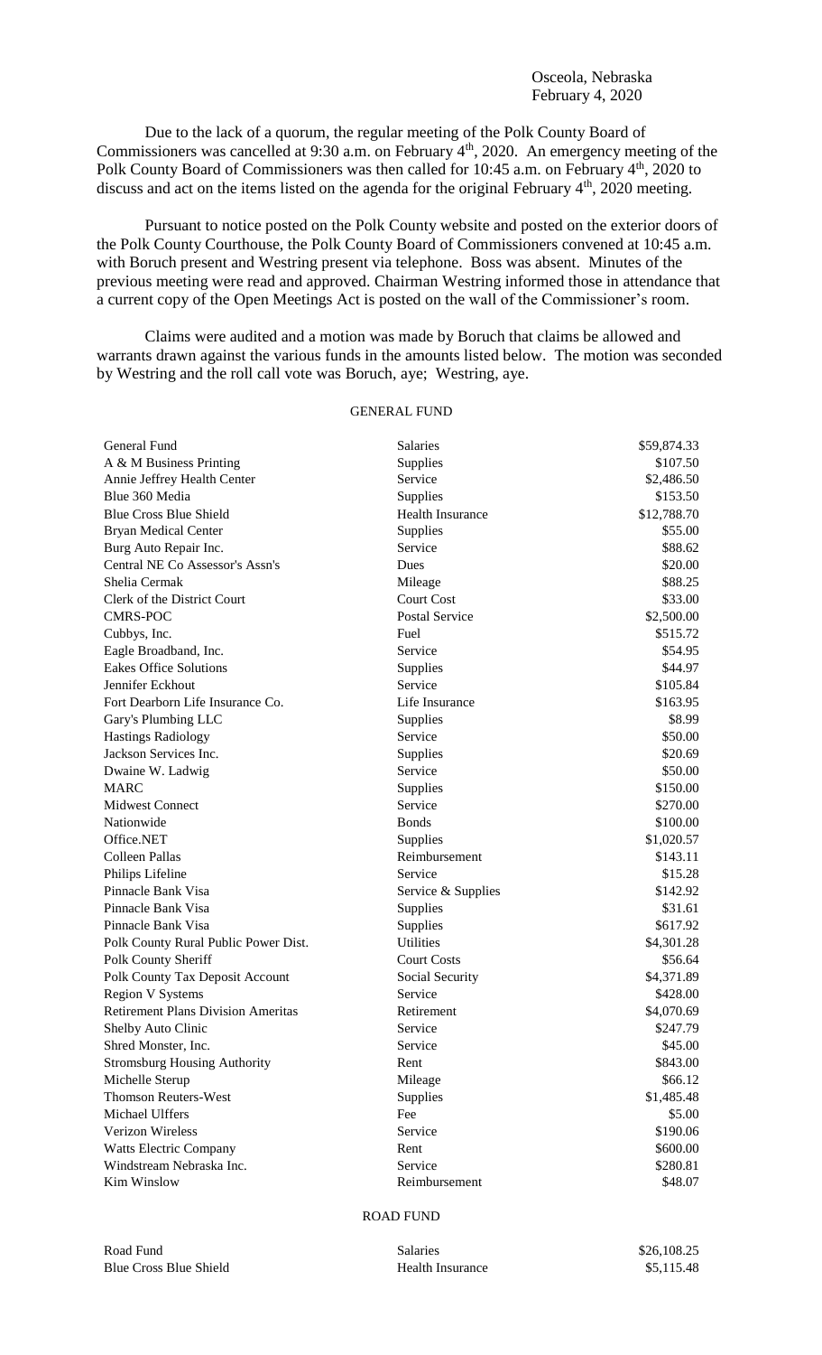Osceola, Nebraska
February 4, 2020

Due to the lack of a quorum, the regular meeting of the Polk County Board of Commissioners was cancelled at 9:30 a.m. on February 4th, 2020. An emergency meeting of the Polk County Board of Commissioners was then called for 10:45 a.m. on February 4th, 2020 to discuss and act on the items listed on the agenda for the original February 4th, 2020 meeting.

Pursuant to notice posted on the Polk County website and posted on the exterior doors of the Polk County Courthouse, the Polk County Board of Commissioners convened at 10:45 a.m. with Boruch present and Westring present via telephone. Boss was absent. Minutes of the previous meeting were read and approved. Chairman Westring informed those in attendance that a current copy of the Open Meetings Act is posted on the wall of the Commissioner's room.

Claims were audited and a motion was made by Boruch that claims be allowed and warrants drawn against the various funds in the amounts listed below. The motion was seconded by Westring and the roll call vote was Boruch, aye; Westring, aye.

GENERAL FUND

| | | |
|---|---|---|
| General Fund | Salaries | $59,874.33 |
| A & M Business Printing | Supplies | $107.50 |
| Annie Jeffrey Health Center | Service | $2,486.50 |
| Blue 360 Media | Supplies | $153.50 |
| Blue Cross Blue Shield | Health Insurance | $12,788.70 |
| Bryan Medical Center | Supplies | $55.00 |
| Burg Auto Repair Inc. | Service | $88.62 |
| Central NE Co Assessor's Assn's | Dues | $20.00 |
| Shelia Cermak | Mileage | $88.25 |
| Clerk of the District Court | Court Cost | $33.00 |
| CMRS-POC | Postal Service | $2,500.00 |
| Cubbys, Inc. | Fuel | $515.72 |
| Eagle Broadband, Inc. | Service | $54.95 |
| Eakes Office Solutions | Supplies | $44.97 |
| Jennifer Eckhout | Service | $105.84 |
| Fort Dearborn Life Insurance Co. | Life Insurance | $163.95 |
| Gary's Plumbing LLC | Supplies | $8.99 |
| Hastings Radiology | Service | $50.00 |
| Jackson Services Inc. | Supplies | $20.69 |
| Dwaine W. Ladwig | Service | $50.00 |
| MARC | Supplies | $150.00 |
| Midwest Connect | Service | $270.00 |
| Nationwide | Bonds | $100.00 |
| Office.NET | Supplies | $1,020.57 |
| Colleen Pallas | Reimbursement | $143.11 |
| Philips Lifeline | Service | $15.28 |
| Pinnacle Bank Visa | Service & Supplies | $142.92 |
| Pinnacle Bank Visa | Supplies | $31.61 |
| Pinnacle Bank Visa | Supplies | $617.92 |
| Polk County Rural Public Power Dist. | Utilities | $4,301.28 |
| Polk County Sheriff | Court Costs | $56.64 |
| Polk County Tax Deposit Account | Social Security | $4,371.89 |
| Region V Systems | Service | $428.00 |
| Retirement Plans Division Ameritas | Retirement | $4,070.69 |
| Shelby Auto Clinic | Service | $247.79 |
| Shred Monster, Inc. | Service | $45.00 |
| Stromsburg Housing Authority | Rent | $843.00 |
| Michelle Sterup | Mileage | $66.12 |
| Thomson Reuters-West | Supplies | $1,485.48 |
| Michael Ulffers | Fee | $5.00 |
| Verizon Wireless | Service | $190.06 |
| Watts Electric Company | Rent | $600.00 |
| Windstream Nebraska Inc. | Service | $280.81 |
| Kim Winslow | Reimbursement | $48.07 |

ROAD FUND

| | | |
|---|---|---|
| Road Fund | Salaries | $26,108.25 |
| Blue Cross Blue Shield | Health Insurance | $5,115.48 |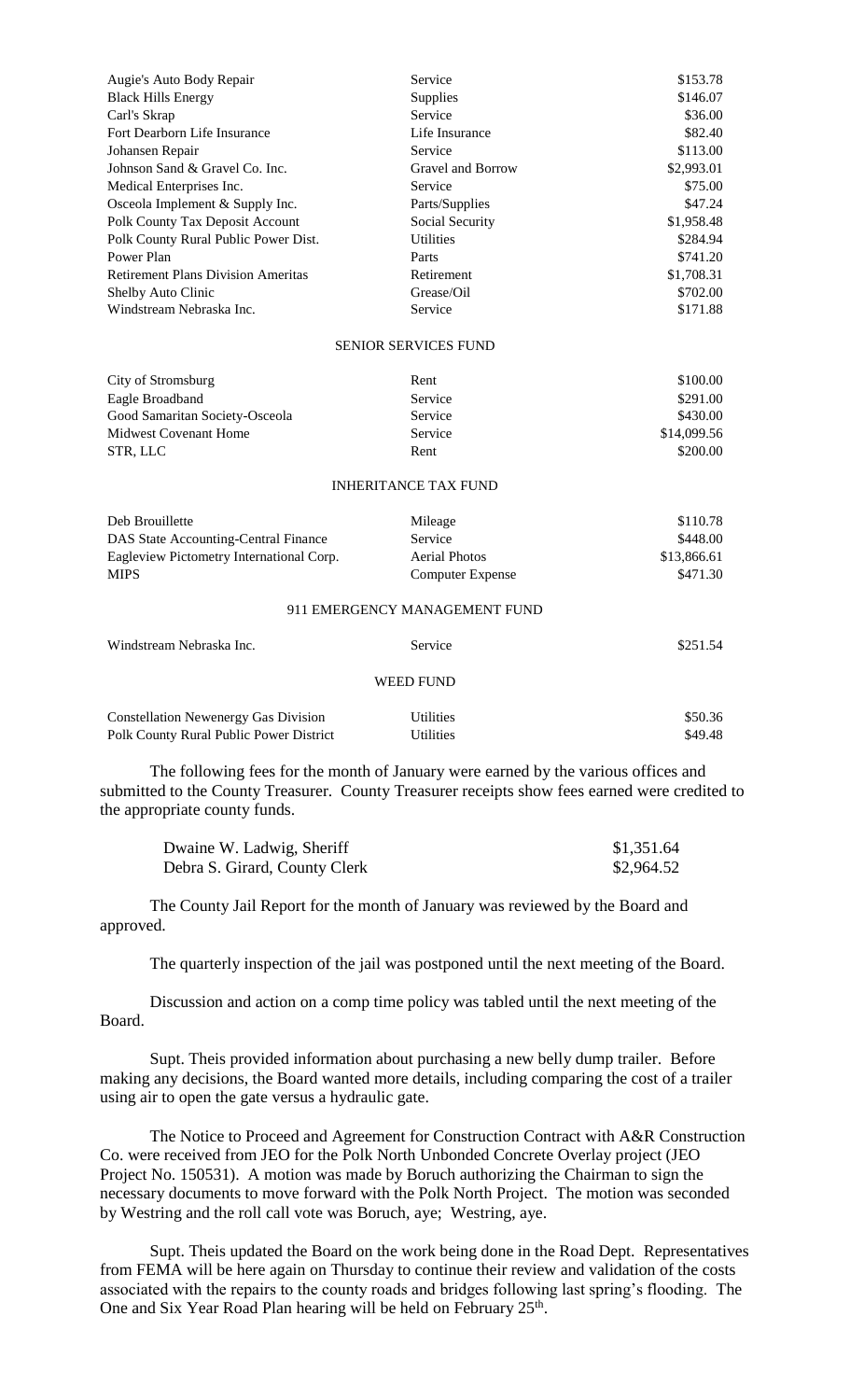| | | |
|---|---|---|
| Augie's Auto Body Repair | Service | $153.78 |
| Black Hills Energy | Supplies | $146.07 |
| Carl's Skrap | Service | $36.00 |
| Fort Dearborn Life Insurance | Life Insurance | $82.40 |
| Johansen Repair | Service | $113.00 |
| Johnson Sand & Gravel Co. Inc. | Gravel and Borrow | $2,993.01 |
| Medical Enterprises Inc. | Service | $75.00 |
| Osceola Implement & Supply Inc. | Parts/Supplies | $47.24 |
| Polk County Tax Deposit Account | Social Security | $1,958.48 |
| Polk County Rural Public Power Dist. | Utilities | $284.94 |
| Power Plan | Parts | $741.20 |
| Retirement Plans Division Ameritas | Retirement | $1,708.31 |
| Shelby Auto Clinic | Grease/Oil | $702.00 |
| Windstream Nebraska Inc. | Service | $171.88 |

SENIOR SERVICES FUND

| | | |
|---|---|---|
| City of Stromsburg | Rent | $100.00 |
| Eagle Broadband | Service | $291.00 |
| Good Samaritan Society-Osceola | Service | $430.00 |
| Midwest Covenant Home | Service | $14,099.56 |
| STR, LLC | Rent | $200.00 |

INHERITANCE TAX FUND

| | | |
|---|---|---|
| Deb Brouillette | Mileage | $110.78 |
| DAS State Accounting-Central Finance | Service | $448.00 |
| Eagleview Pictometry International Corp. | Aerial Photos | $13,866.61 |
| MIPS | Computer Expense | $471.30 |

911 EMERGENCY MANAGEMENT FUND

| | | |
|---|---|---|
| Windstream Nebraska Inc. | Service | $251.54 |

WEED FUND

| | | |
|---|---|---|
| Constellation Newenergy Gas Division | Utilities | $50.36 |
| Polk County Rural Public Power District | Utilities | $49.48 |

The following fees for the month of January were earned by the various offices and submitted to the County Treasurer. County Treasurer receipts show fees earned were credited to the appropriate county funds.

| | |
|---|---|
| Dwaine W. Ladwig, Sheriff | $1,351.64 |
| Debra S. Girard, County Clerk | $2,964.52 |

The County Jail Report for the month of January was reviewed by the Board and approved.

The quarterly inspection of the jail was postponed until the next meeting of the Board.

Discussion and action on a comp time policy was tabled until the next meeting of the Board.

Supt. Theis provided information about purchasing a new belly dump trailer. Before making any decisions, the Board wanted more details, including comparing the cost of a trailer using air to open the gate versus a hydraulic gate.

The Notice to Proceed and Agreement for Construction Contract with A&R Construction Co. were received from JEO for the Polk North Unbonded Concrete Overlay project (JEO Project No. 150531). A motion was made by Boruch authorizing the Chairman to sign the necessary documents to move forward with the Polk North Project. The motion was seconded by Westring and the roll call vote was Boruch, aye; Westring, aye.

Supt. Theis updated the Board on the work being done in the Road Dept. Representatives from FEMA will be here again on Thursday to continue their review and validation of the costs associated with the repairs to the county roads and bridges following last spring's flooding. The One and Six Year Road Plan hearing will be held on February 25th.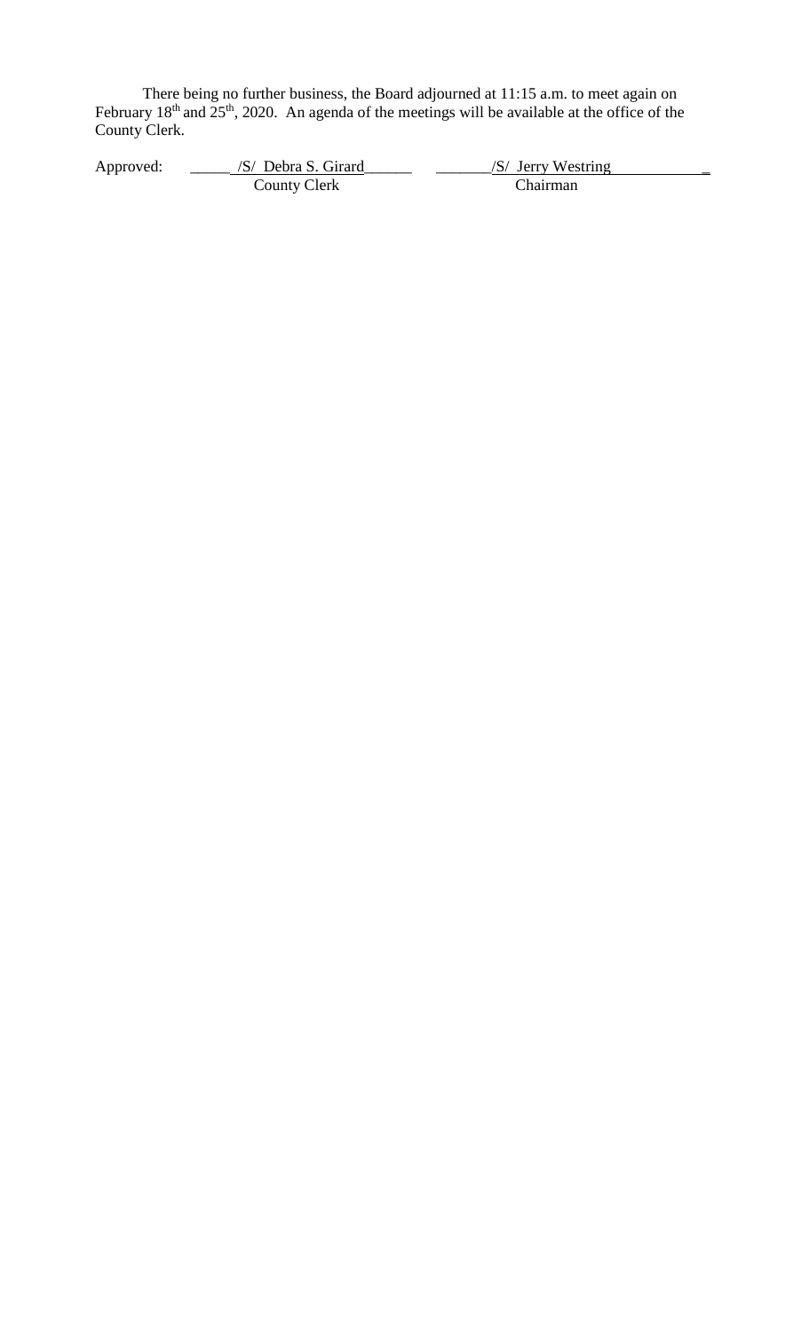There being no further business, the Board adjourned at 11:15 a.m. to meet again on February 18th and 25th, 2020. An agenda of the meetings will be available at the office of the County Clerk.

| | | |
|---|---|---|
| Approved: | /S/ Debra S. Girard | /S/ Jerry Westring |
| | County Clerk | Chairman |